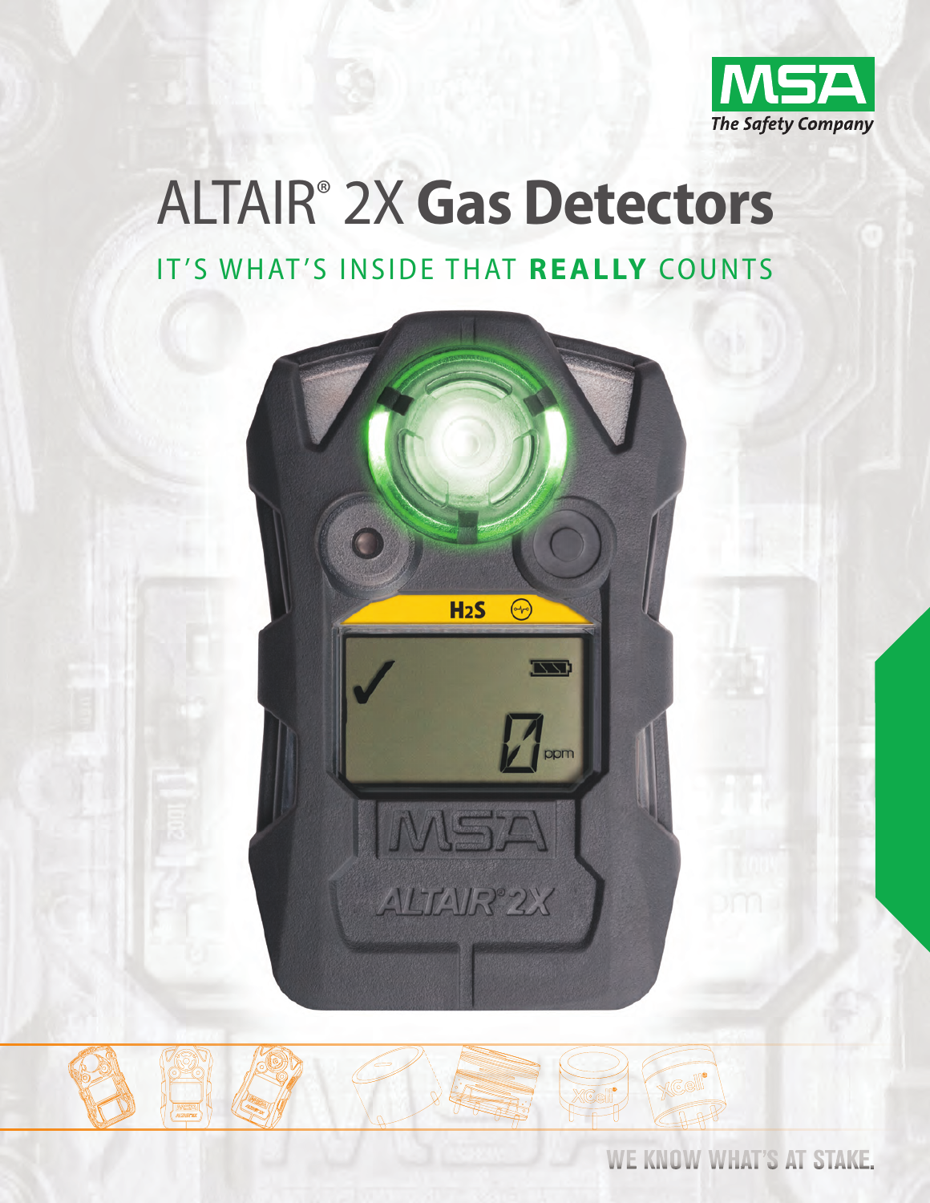MSA
*The Safety Company*

# ALTAIR® 2X **Gas Detectors**

## IT'S WHAT'S INSIDE THAT **REALLY** COUNTS

WE KNOW WHAT'S AT STAKE.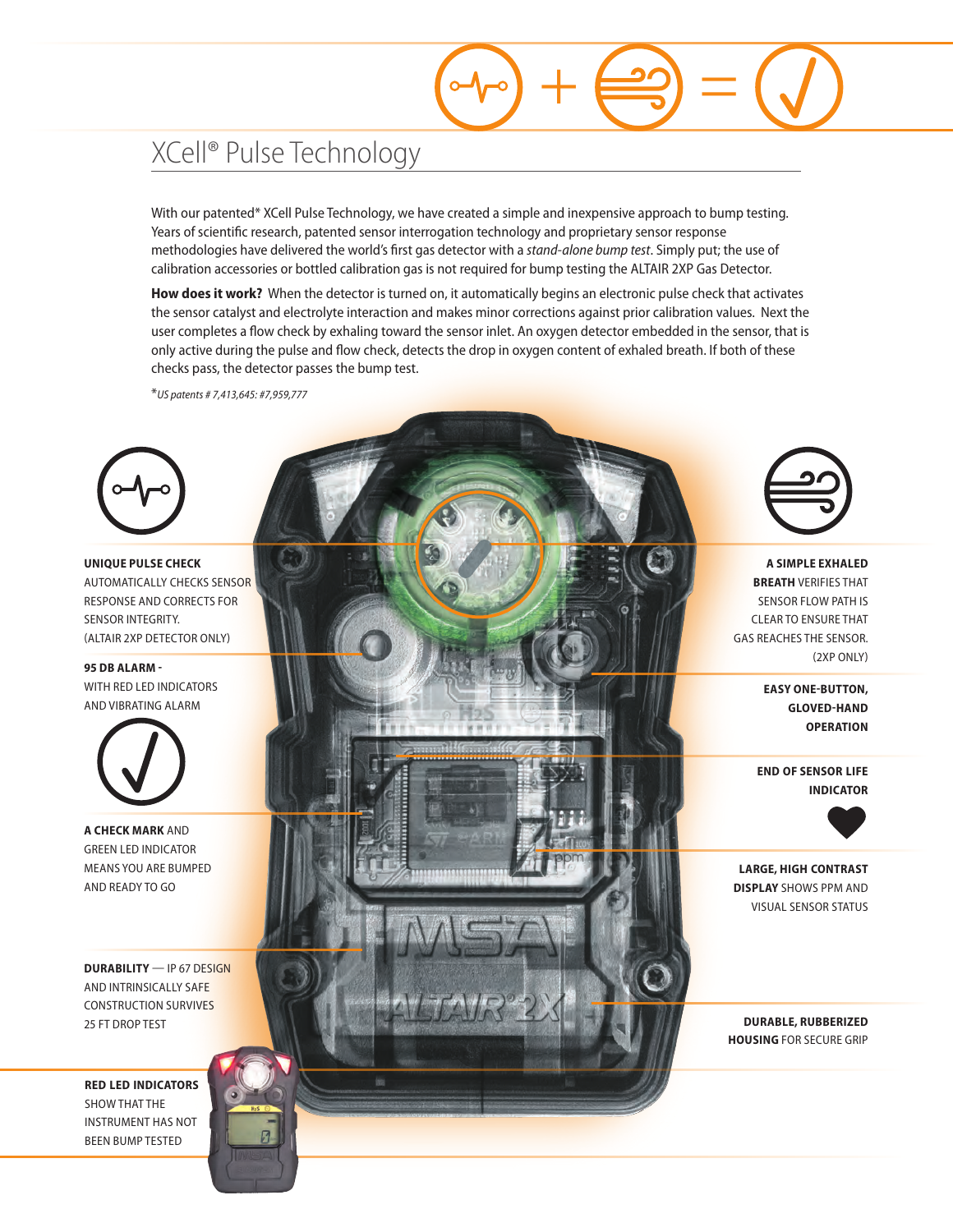# XCell® Pulse Technology

With our patented* XCell Pulse Technology, we have created a simple and inexpensive approach to bump testing. Years of scientific research, patented sensor interrogation technology and proprietary sensor response methodologies have delivered the world's first gas detector with a *stand-alone bump test*. Simply put; the use of calibration accessories or bottled calibration gas is not required for bump testing the ALTAIR 2XP Gas Detector.

**How does it work?** When the detector is turned on, it automatically begins an electronic pulse check that activates the sensor catalyst and electrolyte interaction and makes minor corrections against prior calibration values. Next the user completes a flow check by exhaling toward the sensor inlet. An oxygen detector embedded in the sensor, that is only active during the pulse and flow check, detects the drop in oxygen content of exhaled breath. If both of these checks pass, the detector passes the bump test.

**UNIQUE PULSE CHECK** AUTOMATICALLY CHECKS SENSOR RESPONSE AND CORRECTS FOR SENSOR INTEGRITY. (ALTAIR 2XP DETECTOR ONLY)

**95 DB ALARM** - WITH RED LED INDICATORS AND VIBRATING ALARM

**A CHECK MARK** AND GREEN LED INDICATOR MEANS YOU ARE BUMPED AND READY TO GO

**DURABILITY** — IP 67 DESIGN AND INTRINSICALLY SAFE CONSTRUCTION SURVIVES 25 FT DROP TEST

**RED LED INDICATORS** SHOW THAT THE INSTRUMENT HAS NOT BEEN BUMP TESTED

**A SIMPLE EXHALED BREATH** VERIFIES THAT SENSOR FLOW PATH IS CLEAR TO ENSURE THAT GAS REACHES THE SENSOR. (2XP ONLY)

**EASY ONE-BUTTON, GLOVED-HAND OPERATION**

**END OF SENSOR LIFE INDICATOR**

**LARGE, HIGH CONTRAST DISPLAY** SHOWS PPM AND VISUAL SENSOR STATUS

**DURABLE, RUBBERIZED HOUSING** FOR SECURE GRIP

*US patents # 7,413,645: #7,959,777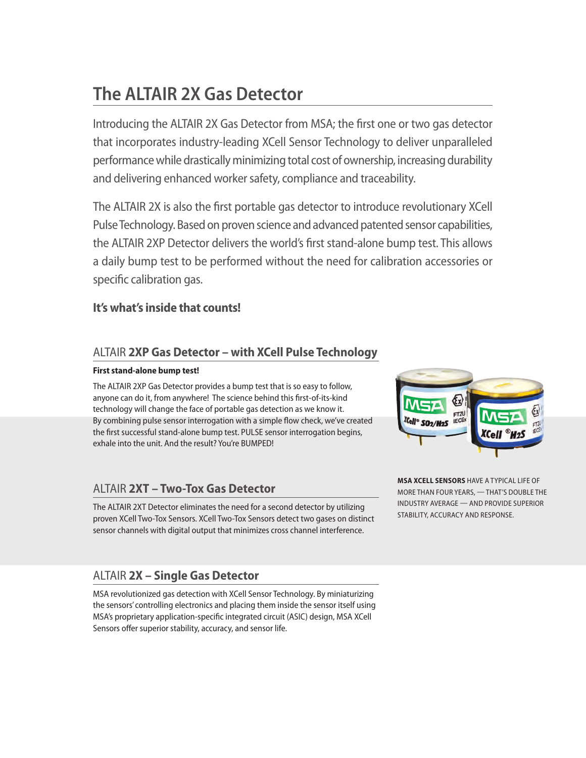# The ALTAIR 2X Gas Detector

Introducing the ALTAIR 2X Gas Detector from MSA; the first one or two gas detector that incorporates industry-leading XCell Sensor Technology to deliver unparalleled performance while drastically minimizing total cost of ownership, increasing durability and delivering enhanced worker safety, compliance and traceability.

The ALTAIR 2X is also the first portable gas detector to introduce revolutionary XCell Pulse Technology. Based on proven science and advanced patented sensor capabilities, the ALTAIR 2XP Detector delivers the world's first stand-alone bump test. This allows a daily bump test to be performed without the need for calibration accessories or specific calibration gas.

**It's what's inside that counts!**

## ALTAIR **2XP Gas Detector – with XCell Pulse Technology**

**First stand-alone bump test!**

The ALTAIR 2XP Gas Detector provides a bump test that is so easy to follow, anyone can do it, from anywhere! The science behind this first-of-its-kind technology will change the face of portable gas detection as we know it. By combining pulse sensor interrogation with a simple flow check, we've created the first successful stand-alone bump test. PULSE sensor interrogation begins, exhale into the unit. And the result? You're BUMPED!

**MSA XCELL SENSORS** HAVE A TYPICAL LIFE OF MORE THAN FOUR YEARS, — THAT'S DOUBLE THE INDUSTRY AVERAGE — AND PROVIDE SUPERIOR STABILITY, ACCURACY AND RESPONSE.

## ALTAIR **2XT – Two-Tox Gas Detector**

The ALTAIR 2XT Detector eliminates the need for a second detector by utilizing proven XCell Two-Tox Sensors. XCell Two-Tox Sensors detect two gases on distinct sensor channels with digital output that minimizes cross channel interference.

## ALTAIR **2X – Single Gas Detector**

MSA revolutionized gas detection with XCell Sensor Technology. By miniaturizing the sensors' controlling electronics and placing them inside the sensor itself using MSA's proprietary application-specific integrated circuit (ASIC) design, MSA XCell Sensors offer superior stability, accuracy, and sensor life.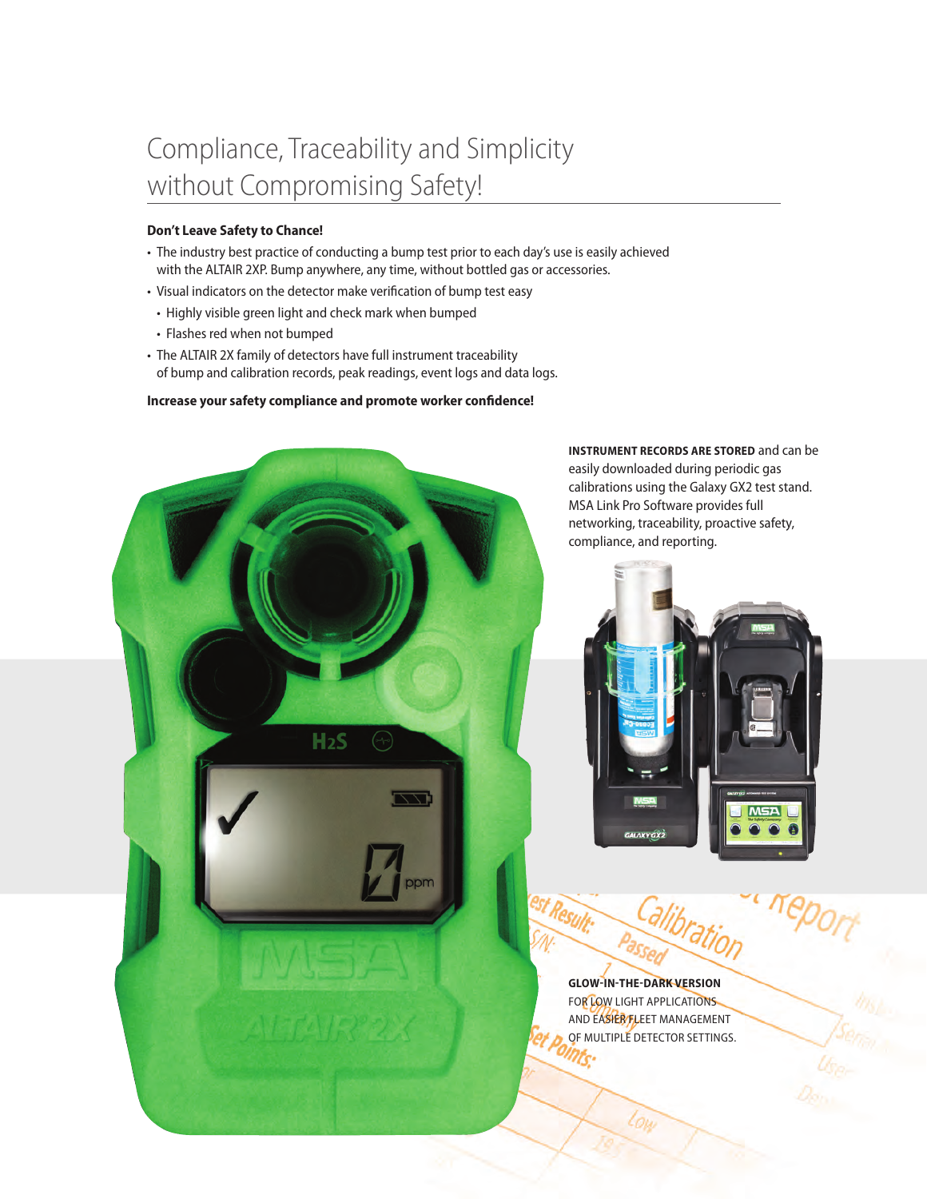# Compliance, Traceability and Simplicity without Compromising Safety!

**Don't Leave Safety to Chance!**

- The industry best practice of conducting a bump test prior to each day's use is easily achieved with the ALTAIR 2XP. Bump anywhere, any time, without bottled gas or accessories.
- Visual indicators on the detector make verification of bump test easy
  - Highly visible green light and check mark when bumped
  - Flashes red when not bumped
- The ALTAIR 2X family of detectors have full instrument traceability of bump and calibration records, peak readings, event logs and data logs.

**Increase your safety compliance and promote worker confidence!**

**INSTRUMENT RECORDS ARE STORED** and can be easily downloaded during periodic gas calibrations using the Galaxy GX2 test stand. MSA Link Pro Software provides full networking, traceability, proactive safety, compliance, and reporting.

**GLOW-IN-THE-DARK VERSION**
FOR LOW LIGHT APPLICATIONS AND EASIER FLEET MANAGEMENT OF MULTIPLE DETECTOR SETTINGS.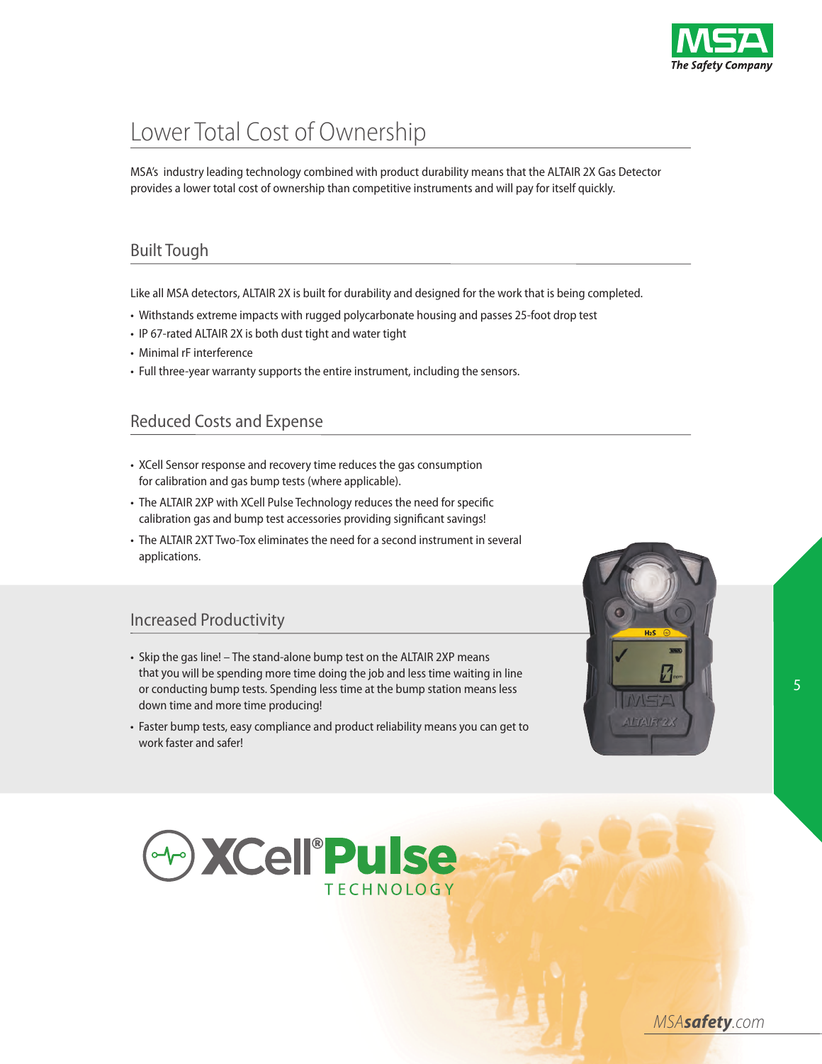# Lower Total Cost of Ownership

MSA's industry leading technology combined with product durability means that the ALTAIR 2X Gas Detector provides a lower total cost of ownership than competitive instruments and will pay for itself quickly.

## Built Tough

Like all MSA detectors, ALTAIR 2X is built for durability and designed for the work that is being completed.

- Withstands extreme impacts with rugged polycarbonate housing and passes 25-foot drop test
- IP 67-rated ALTAIR 2X is both dust tight and water tight
- Minimal rF interference
- Full three-year warranty supports the entire instrument, including the sensors.

## Reduced Costs and Expense

- XCell Sensor response and recovery time reduces the gas consumption for calibration and gas bump tests (where applicable).
- The ALTAIR 2XP with XCell Pulse Technology reduces the need for specific calibration gas and bump test accessories providing significant savings!
- The ALTAIR 2XT Two-Tox eliminates the need for a second instrument in several applications.

## Increased Productivity

- Skip the gas line! – The stand-alone bump test on the ALTAIR 2XP means that you will be spending more time doing the job and less time waiting in line or conducting bump tests. Spending less time at the bump station means less down time and more time producing!
- Faster bump tests, easy compliance and product reliability means you can get to work faster and safer!

XCell® Pulse TECHNOLOGY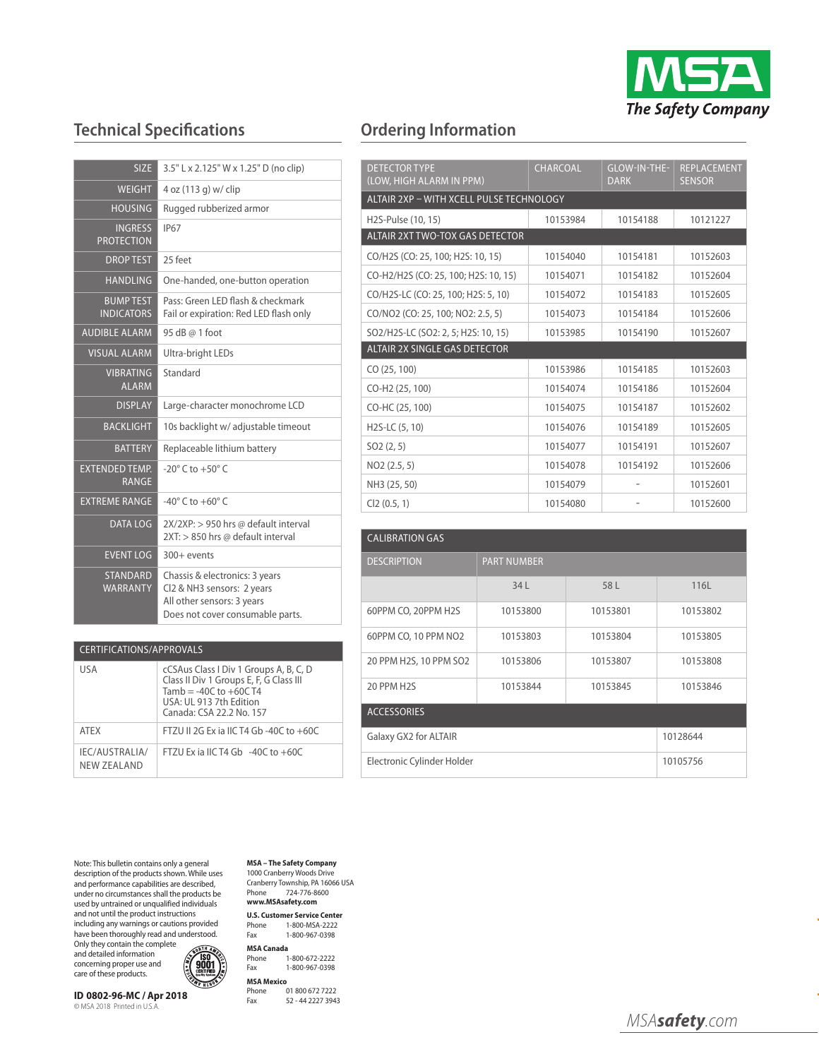# Technical Specifications

| | |
|---|---|
| SIZE | 3.5" L x 2.125" W x 1.25" D (no clip) |
| WEIGHT | 4 oz (113 g) w/ clip |
| HOUSING | Rugged rubberized armor |
| INGRESS PROTECTION | IP67 |
| DROP TEST | 25 feet |
| HANDLING | One-handed, one-button operation |
| BUMP TEST INDICATORS | Pass: Green LED flash & checkmark<br>Fail or expiration: Red LED flash only |
| AUDIBLE ALARM | 95 dB @ 1 foot |
| VISUAL ALARM | Ultra-bright LEDs |
| VIBRATING ALARM | Standard |
| DISPLAY | Large-character monochrome LCD |
| BACKLIGHT | 10s backlight w/ adjustable timeout |
| BATTERY | Replaceable lithium battery |
| EXTENDED TEMP. RANGE | -20° C to +50° C |
| EXTREME RANGE | -40° C to +60° C |
| DATA LOG | 2X/2XP: > 950 hrs @ default interval<br>2XT: > 850 hrs @ default interval |
| EVENT LOG | 300+ events |
| STANDARD WARRANTY | Chassis & electronics: 3 years<br>Cl2 & NH3 sensors: 2 years<br>All other sensors: 3 years<br>Does not cover consumable parts. |

| CERTIFICATIONS/APPROVALS | |
|---|---|
| USA | cCSAus Class I Div 1 Groups A, B, C, D<br>Class II Div 1 Groups E, F, G Class III<br>Tamb = -40C to +60C T4<br>USA: UL 913 7th Edition<br>Canada: CSA 22.2 No. 157 |
| ATEX | FTZU II 2G Ex ia IIC T4 Gb -40C to +60C |
| IEC/AUSTRALIA/ NEW ZEALAND | FTZU Ex ia IIC T4 Gb -40C to +60C |

# Ordering Information

| DETECTOR TYPE (LOW, HIGH ALARM IN PPM) | CHARCOAL | GLOW-IN-THE-DARK | REPLACEMENT SENSOR |
|---|---|---|---|
| **ALTAIR 2XP – WITH XCELL PULSE TECHNOLOGY** | | | |
| H2S-Pulse (10, 15) | 10153984 | 10154188 | 10121227 |
| **ALTAIR 2XT TWO-TOX GAS DETECTOR** | | | |
| CO/H2S (CO: 25, 100; H2S: 10, 15) | 10154040 | 10154181 | 10152603 |
| CO-H2/H2S (CO: 25, 100; H2S: 10, 15) | 10154071 | 10154182 | 10152604 |
| CO/H2S-LC (CO: 25, 100; H2S: 5, 10) | 10154072 | 10154183 | 10152605 |
| CO/NO2 (CO: 25, 100; NO2: 2.5, 5) | 10154073 | 10154184 | 10152606 |
| SO2/H2S-LC (SO2: 2, 5; H2S: 10, 15) | 10153985 | 10154190 | 10152607 |
| **ALTAIR 2X SINGLE GAS DETECTOR** | | | |
| CO (25, 100) | 10153986 | 10154185 | 10152603 |
| CO-H2 (25, 100) | 10154074 | 10154186 | 10152604 |
| CO-HC (25, 100) | 10154075 | 10154187 | 10152602 |
| H2S-LC (5, 10) | 10154076 | 10154189 | 10152605 |
| SO2 (2, 5) | 10154077 | 10154191 | 10152607 |
| NO2 (2.5, 5) | 10154078 | 10154192 | 10152606 |
| NH3 (25, 50) | 10154079 | – | 10152601 |
| Cl2 (0.5, 1) | 10154080 | – | 10152600 |

| CALIBRATION GAS | | | |
|---|---|---|---|
| DESCRIPTION | PART NUMBER | | |
| | 34 L | 58 L | 116L |
| 60PPM CO, 20PPM H2S | 10153800 | 10153801 | 10153802 |
| 60PPM CO, 10 PPM NO2 | 10153803 | 10153804 | 10153805 |
| 20 PPM H2S, 10 PPM SO2 | 10153806 | 10153807 | 10153808 |
| 20 PPM H2S | 10153844 | 10153845 | 10153846 |

| ACCESSORIES | |
|---|---|
| Galaxy GX2 for ALTAIR | 10128644 |
| Electronic Cylinder Holder | 10105756 |

Note: This bulletin contains only a general description of the products shown. While uses and performance capabilities are described, under no circumstances shall the products be used by untrained or unqualified individuals and not until the product instructions including any warnings or cautions provided have been thoroughly read and understood. Only they contain the complete and detailed information concerning proper use and care of these products.

**ID 0802-96-MC / Apr 2018**
© MSA 2018 Printed in U.S.A.

**MSA – The Safety Company**
1000 Cranberry Woods Drive
Cranberry Township, PA 16066 USA
Phone 724-776-8600
**www.MSAsafety.com**

**U.S. Customer Service Center**
Phone 1-800-MSA-2222
Fax 1-800-967-0398

**MSA Canada**
Phone 1-800-672-2222
Fax 1-800-967-0398

**MSA Mexico**
Phone 01 800 672 7222
Fax 52 - 44 2227 3943

MSA*safety*.com